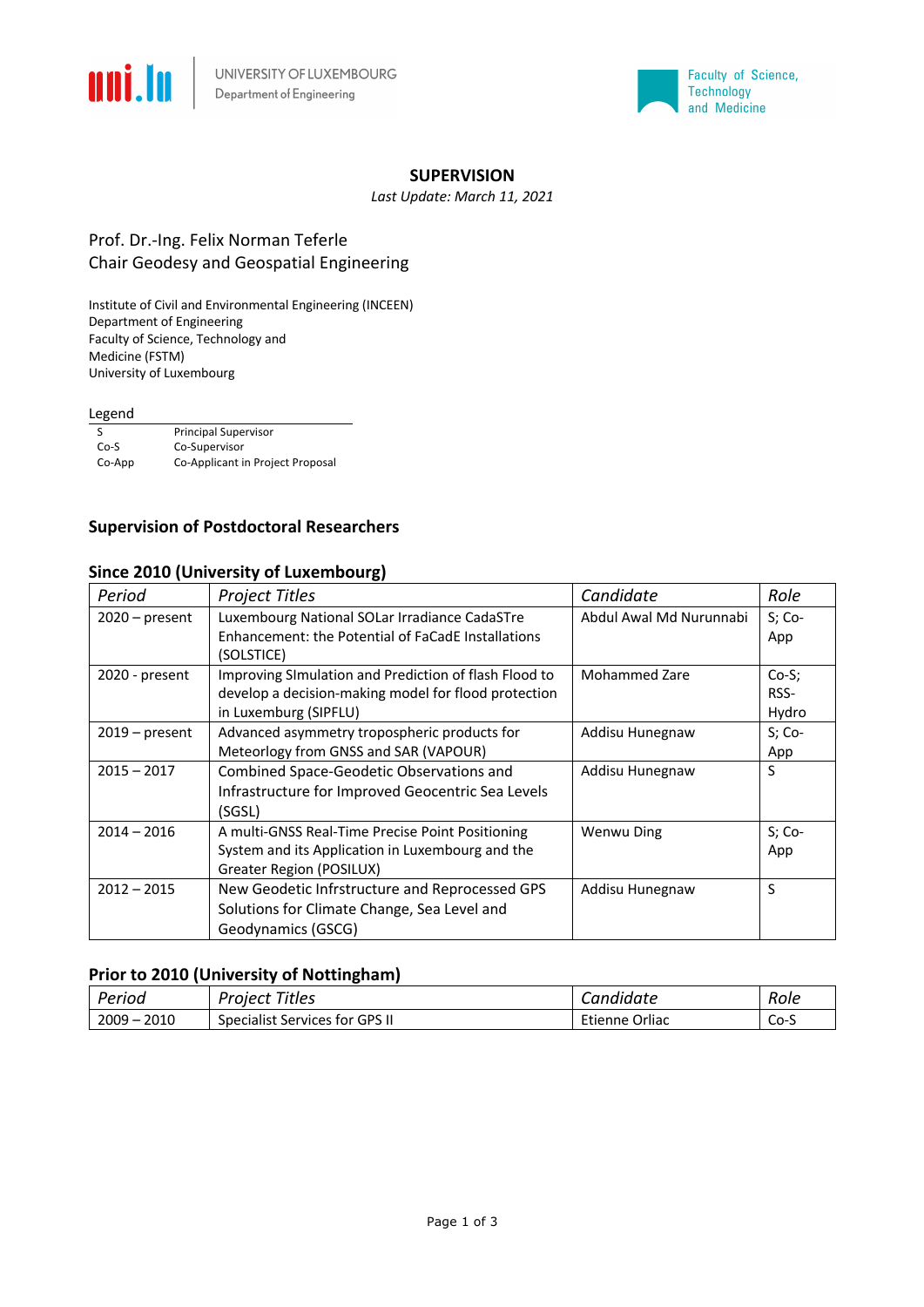UNIVERSITY OF LUXEMBOURG
Department of Engineering

Faculty of Science, Technology and Medicine

# SUPERVISION

*Last Update: March 11, 2021*

Prof. Dr.-Ing. Felix Norman Teferle
Chair Geodesy and Geospatial Engineering

Institute of Civil and Environmental Engineering (INCEEN)
Department of Engineering
Faculty of Science, Technology and
Medicine (FSTM)
University of Luxembourg

Legend

| | |
|---|---|
| S | Principal Supervisor |
| Co-S | Co-Supervisor |
| Co-App | Co-Applicant in Project Proposal |

## Supervision of Postdoctoral Researchers

### Since 2010 (University of Luxembourg)

| *Period* | *Project Titles* | *Candidate* | *Role* |
|---|---|---|---|
| 2020 – present | Luxembourg National SOLar Irradiance CadaSTre Enhancement: the Potential of FaCadE Installations (SOLSTICE) | Abdul Awal Md Nurunnabi | S; Co-App |
| 2020 - present | Improving SImulation and Prediction of flash Flood to develop a decision-making model for flood protection in Luxemburg (SIPFLU) | Mohammed Zare | Co-S; RSS-Hydro |
| 2019 – present | Advanced asymmetry tropospheric products for Meteorlogy from GNSS and SAR (VAPOUR) | Addisu Hunegnaw | S; Co-App |
| 2015 – 2017 | Combined Space-Geodetic Observations and Infrastructure for Improved Geocentric Sea Levels (SGSL) | Addisu Hunegnaw | S |
| 2014 – 2016 | A multi-GNSS Real-Time Precise Point Positioning System and its Application in Luxembourg and the Greater Region (POSILUX) | Wenwu Ding | S; Co-App |
| 2012 – 2015 | New Geodetic Infrstructure and Reprocessed GPS Solutions for Climate Change, Sea Level and Geodynamics (GSCG) | Addisu Hunegnaw | S |

### Prior to 2010 (University of Nottingham)

| *Period* | *Project Titles* | *Candidate* | *Role* |
|---|---|---|---|
| 2009 – 2010 | Specialist Services for GPS II | Etienne Orliac | Co-S |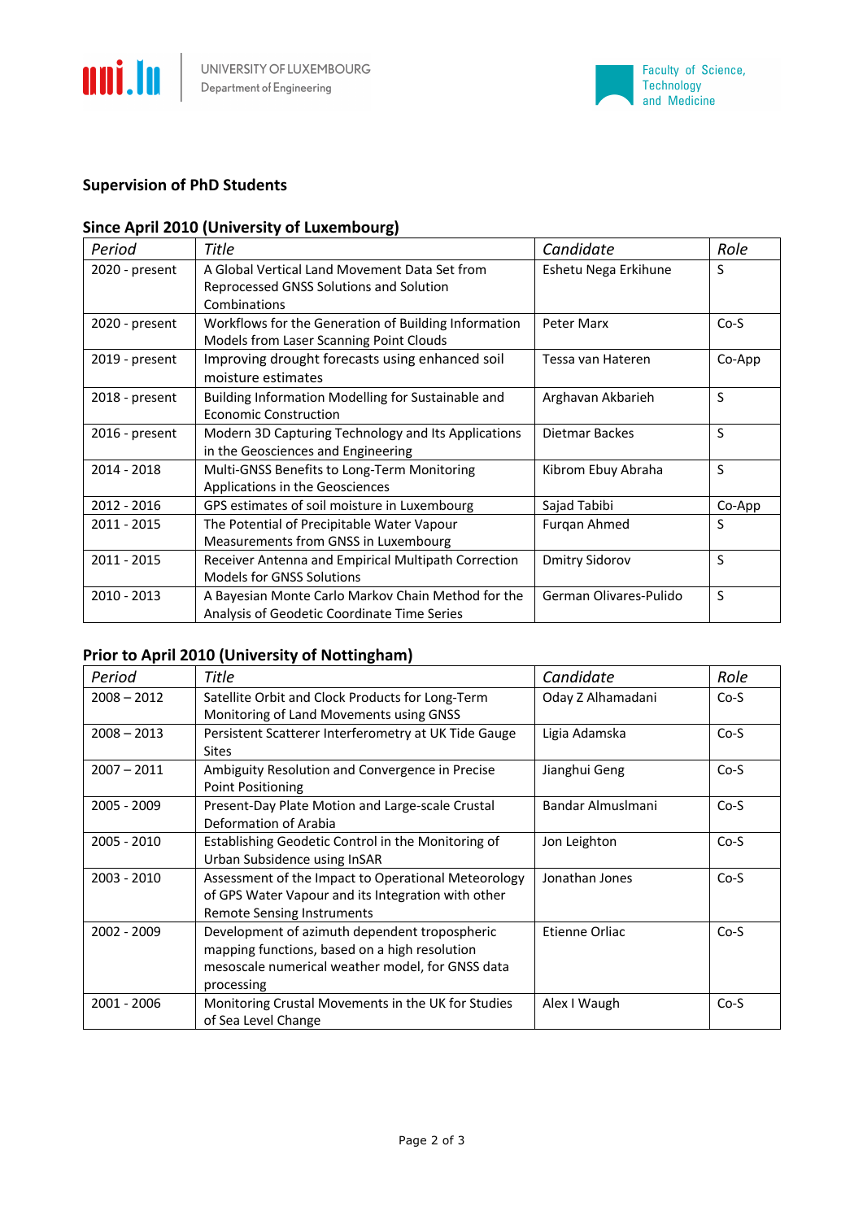## Supervision of PhD Students

### Since April 2010 (University of Luxembourg)

| *Period* | *Title* | *Candidate* | *Role* |
|---|---|---|---|
| 2020 - present | A Global Vertical Land Movement Data Set from Reprocessed GNSS Solutions and Solution Combinations | Eshetu Nega Erkihune | S |
| 2020 - present | Workflows for the Generation of Building Information Models from Laser Scanning Point Clouds | Peter Marx | Co-S |
| 2019 - present | Improving drought forecasts using enhanced soil moisture estimates | Tessa van Hateren | Co-App |
| 2018 - present | Building Information Modelling for Sustainable and Economic Construction | Arghavan Akbarieh | S |
| 2016 - present | Modern 3D Capturing Technology and Its Applications in the Geosciences and Engineering | Dietmar Backes | S |
| 2014 - 2018 | Multi-GNSS Benefits to Long-Term Monitoring Applications in the Geosciences | Kibrom Ebuy Abraha | S |
| 2012 - 2016 | GPS estimates of soil moisture in Luxembourg | Sajad Tabibi | Co-App |
| 2011 - 2015 | The Potential of Precipitable Water Vapour Measurements from GNSS in Luxembourg | Furqan Ahmed | S |
| 2011 - 2015 | Receiver Antenna and Empirical Multipath Correction Models for GNSS Solutions | Dmitry Sidorov | S |
| 2010 - 2013 | A Bayesian Monte Carlo Markov Chain Method for the Analysis of Geodetic Coordinate Time Series | German Olivares-Pulido | S |

### Prior to April 2010 (University of Nottingham)

| *Period* | *Title* | *Candidate* | *Role* |
|---|---|---|---|
| 2008 – 2012 | Satellite Orbit and Clock Products for Long-Term Monitoring of Land Movements using GNSS | Oday Z Alhamadani | Co-S |
| 2008 – 2013 | Persistent Scatterer Interferometry at UK Tide Gauge Sites | Ligia Adamska | Co-S |
| 2007 – 2011 | Ambiguity Resolution and Convergence in Precise Point Positioning | Jianghui Geng | Co-S |
| 2005 - 2009 | Present-Day Plate Motion and Large-scale Crustal Deformation of Arabia | Bandar Almuslmani | Co-S |
| 2005 - 2010 | Establishing Geodetic Control in the Monitoring of Urban Subsidence using InSAR | Jon Leighton | Co-S |
| 2003 - 2010 | Assessment of the Impact to Operational Meteorology of GPS Water Vapour and its Integration with other Remote Sensing Instruments | Jonathan Jones | Co-S |
| 2002 - 2009 | Development of azimuth dependent tropospheric mapping functions, based on a high resolution mesoscale numerical weather model, for GNSS data processing | Etienne Orliac | Co-S |
| 2001 - 2006 | Monitoring Crustal Movements in the UK for Studies of Sea Level Change | Alex I Waugh | Co-S |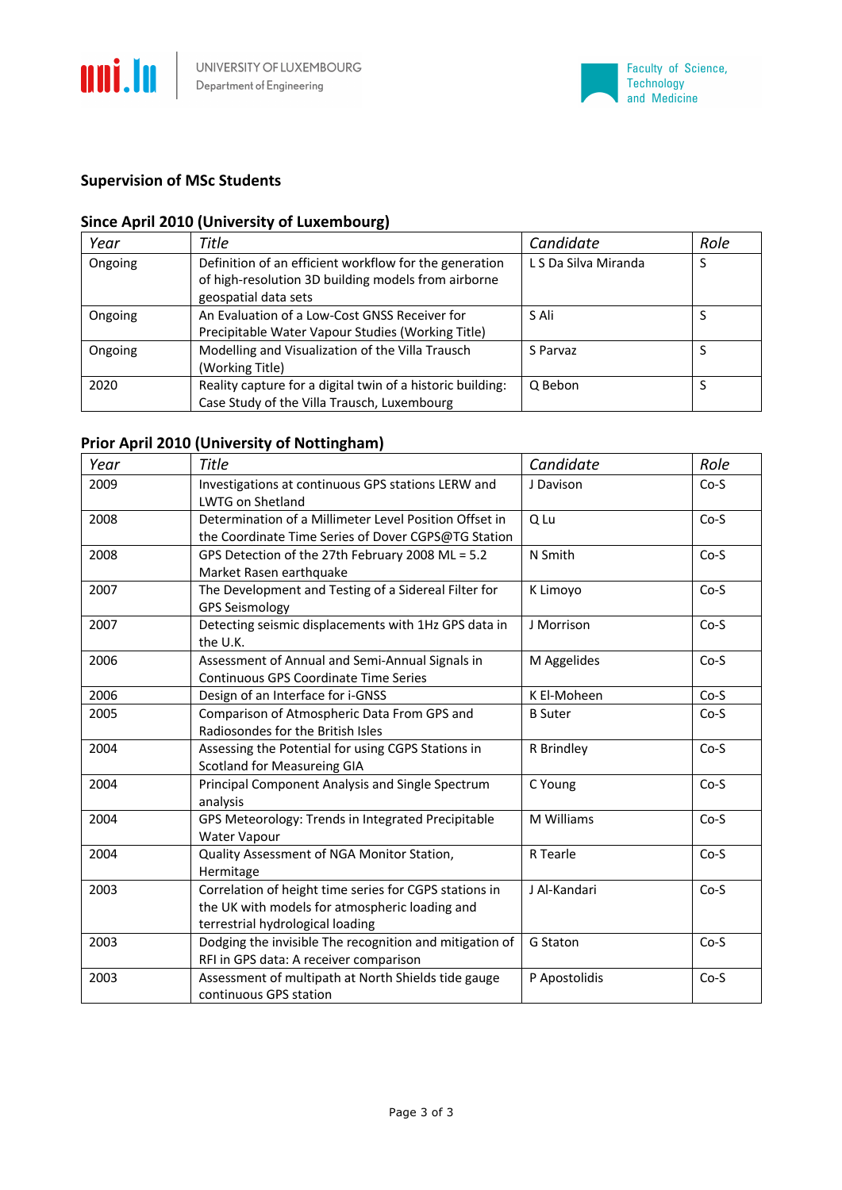UNIVERSITY OF LUXEMBOURG
Department of Engineering

Faculty of Science, Technology and Medicine

### Supervision of MSc Students

#### Since April 2010 (University of Luxembourg)

| *Year* | *Title* | *Candidate* | *Role* |
|---|---|---|---|
| Ongoing | Definition of an efficient workflow for the generation of high-resolution 3D building models from airborne geospatial data sets | L S Da Silva Miranda | S |
| Ongoing | An Evaluation of a Low-Cost GNSS Receiver for Precipitable Water Vapour Studies (Working Title) | S Ali | S |
| Ongoing | Modelling and Visualization of the Villa Trausch (Working Title) | S Parvaz | S |
| 2020 | Reality capture for a digital twin of a historic building: Case Study of the Villa Trausch, Luxembourg | Q Bebon | S |

#### Prior April 2010 (University of Nottingham)

| *Year* | *Title* | *Candidate* | *Role* |
|---|---|---|---|
| 2009 | Investigations at continuous GPS stations LERW and LWTG on Shetland | J Davison | Co-S |
| 2008 | Determination of a Millimeter Level Position Offset in the Coordinate Time Series of Dover CGPS@TG Station | Q Lu | Co-S |
| 2008 | GPS Detection of the 27th February 2008 ML = 5.2 Market Rasen earthquake | N Smith | Co-S |
| 2007 | The Development and Testing of a Sidereal Filter for GPS Seismology | K Limoyo | Co-S |
| 2007 | Detecting seismic displacements with 1Hz GPS data in the U.K. | J Morrison | Co-S |
| 2006 | Assessment of Annual and Semi-Annual Signals in Continuous GPS Coordinate Time Series | M Aggelides | Co-S |
| 2006 | Design of an Interface for i-GNSS | K El-Moheen | Co-S |
| 2005 | Comparison of Atmospheric Data From GPS and Radiosondes for the British Isles | B Suter | Co-S |
| 2004 | Assessing the Potential for using CGPS Stations in Scotland for Measureing GIA | R Brindley | Co-S |
| 2004 | Principal Component Analysis and Single Spectrum analysis | C Young | Co-S |
| 2004 | GPS Meteorology: Trends in Integrated Precipitable Water Vapour | M Williams | Co-S |
| 2004 | Quality Assessment of NGA Monitor Station, Hermitage | R Tearle | Co-S |
| 2003 | Correlation of height time series for CGPS stations in the UK with models for atmospheric loading and terrestrial hydrological loading | J Al-Kandari | Co-S |
| 2003 | Dodging the invisible The recognition and mitigation of RFI in GPS data: A receiver comparison | G Staton | Co-S |
| 2003 | Assessment of multipath at North Shields tide gauge continuous GPS station | P Apostolidis | Co-S |